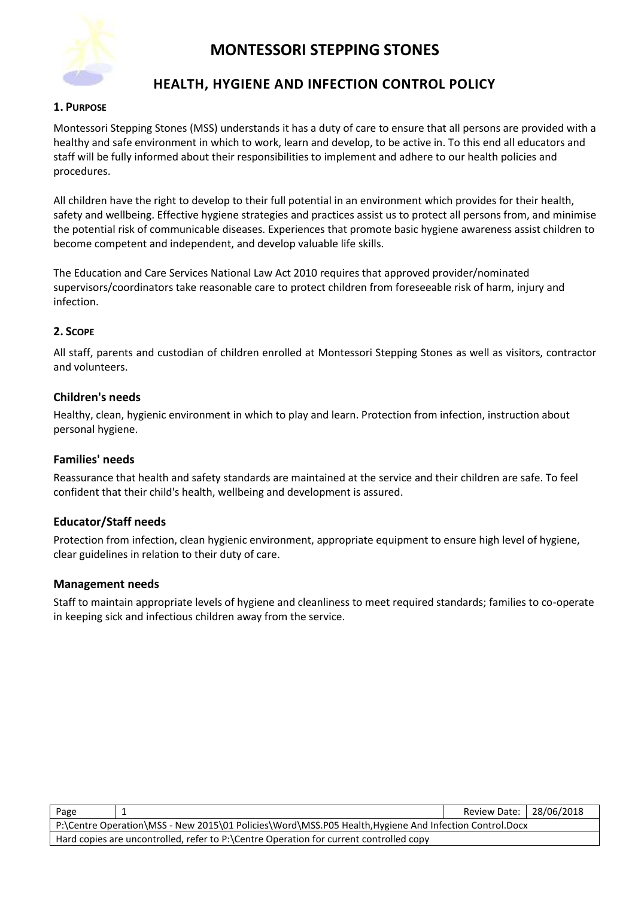# MONTESSORI STEPPING STONES

## HEALTH, HYGIENE AND INFECTION CONTROL POLICY

### 1. PURPOSE

Montessori Stepping Stones (MSS) understands it has a duty of care to ensure that all persons are provided with a healthy and safe environment in which to work, learn and develop, to be active in. To this end all educators and staff will be fully informed about their responsibilities to implement and adhere to our health policies and procedures.

All children have the right to develop to their full potential in an environment which provides for their health, safety and wellbeing. Effective hygiene strategies and practices assist us to protect all persons from, and minimise the potential risk of communicable diseases. Experiences that promote basic hygiene awareness assist children to become competent and independent, and develop valuable life skills.

The Education and Care Services National Law Act 2010 requires that approved provider/nominated supervisors/coordinators take reasonable care to protect children from foreseeable risk of harm, injury and infection.

### 2. SCOPE

All staff, parents and custodian of children enrolled at Montessori Stepping Stones as well as visitors, contractor and volunteers.

### Children's needs

Healthy, clean, hygienic environment in which to play and learn. Protection from infection, instruction about personal hygiene.

### Families' needs

Reassurance that health and safety standards are maintained at the service and their children are safe. To feel confident that their child's health, wellbeing and development is assured.

### Educator/Staff needs

Protection from infection, clean hygienic environment, appropriate equipment to ensure high level of hygiene, clear guidelines in relation to their duty of care.

### Management needs

Staff to maintain appropriate levels of hygiene and cleanliness to meet required standards; families to co-operate in keeping sick and infectious children away from the service.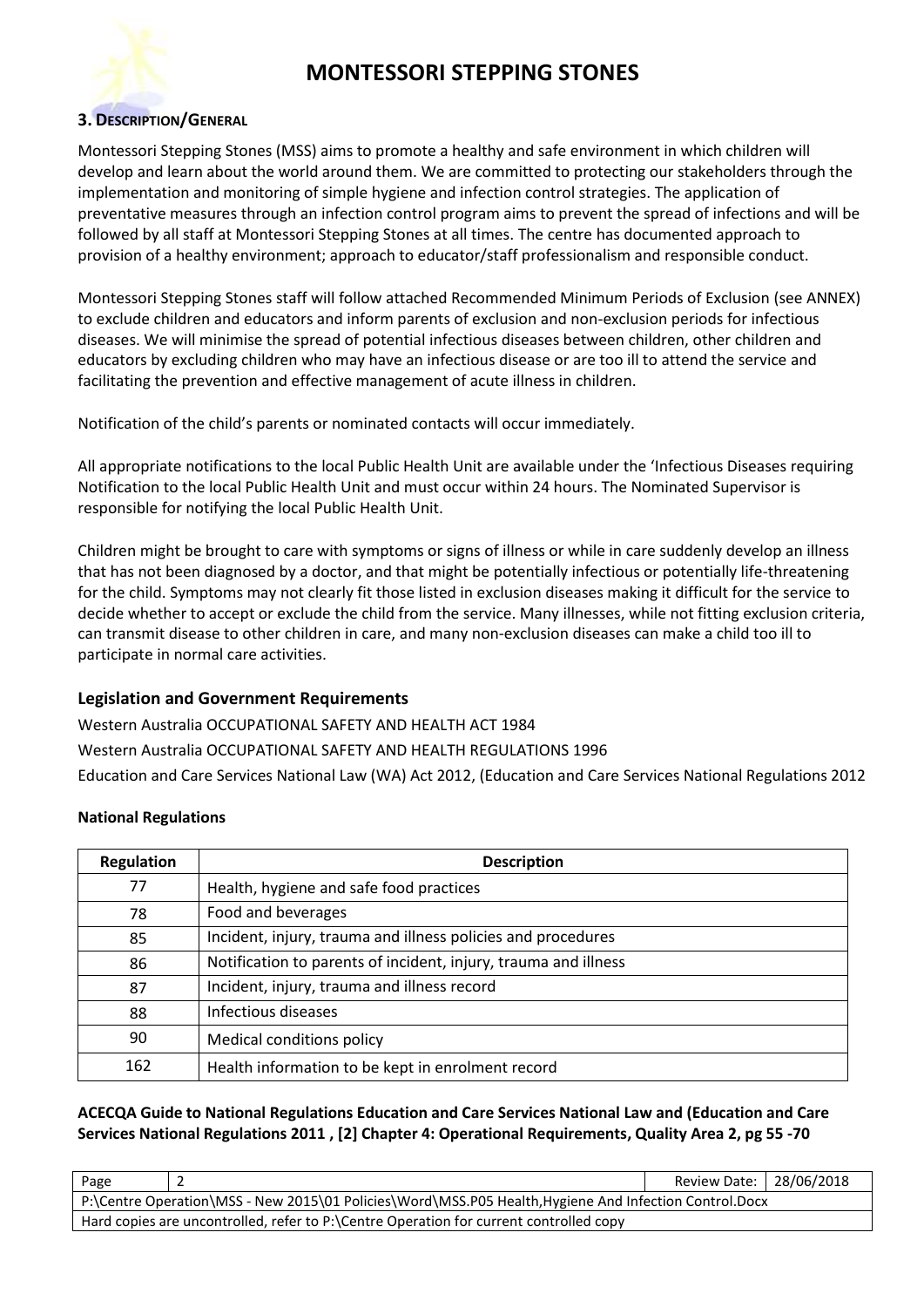# MONTESSORI STEPPING STONES

## 3. Description/General

Montessori Stepping Stones (MSS) aims to promote a healthy and safe environment in which children will develop and learn about the world around them. We are committed to protecting our stakeholders through the implementation and monitoring of simple hygiene and infection control strategies. The application of preventative measures through an infection control program aims to prevent the spread of infections and will be followed by all staff at Montessori Stepping Stones at all times. The centre has documented approach to provision of a healthy environment; approach to educator/staff professionalism and responsible conduct.

Montessori Stepping Stones staff will follow attached Recommended Minimum Periods of Exclusion (see ANNEX) to exclude children and educators and inform parents of exclusion and non-exclusion periods for infectious diseases. We will minimise the spread of potential infectious diseases between children, other children and educators by excluding children who may have an infectious disease or are too ill to attend the service and facilitating the prevention and effective management of acute illness in children.

Notification of the child's parents or nominated contacts will occur immediately.

All appropriate notifications to the local Public Health Unit are available under the 'Infectious Diseases requiring Notification to the local Public Health Unit and must occur within 24 hours. The Nominated Supervisor is responsible for notifying the local Public Health Unit.

Children might be brought to care with symptoms or signs of illness or while in care suddenly develop an illness that has not been diagnosed by a doctor, and that might be potentially infectious or potentially life-threatening for the child. Symptoms may not clearly fit those listed in exclusion diseases making it difficult for the service to decide whether to accept or exclude the child from the service. Many illnesses, while not fitting exclusion criteria, can transmit disease to other children in care, and many non-exclusion diseases can make a child too ill to participate in normal care activities.

### Legislation and Government Requirements

Western Australia OCCUPATIONAL SAFETY AND HEALTH ACT 1984

Western Australia OCCUPATIONAL SAFETY AND HEALTH REGULATIONS 1996

Education and Care Services National Law (WA) Act 2012, (Education and Care Services National Regulations 2012

**National Regulations**

| Regulation | Description |
|---|---|
| 77 | Health, hygiene and safe food practices |
| 78 | Food and beverages |
| 85 | Incident, injury, trauma and illness policies and procedures |
| 86 | Notification to parents of incident, injury, trauma and illness |
| 87 | Incident, injury, trauma and illness record |
| 88 | Infectious diseases |
| 90 | Medical conditions policy |
| 162 | Health information to be kept in enrolment record |

**ACECQA Guide to National Regulations Education and Care Services National Law and (Education and Care Services National Regulations 2011 , [2] Chapter 4: Operational Requirements, Quality Area 2, pg 55 -70**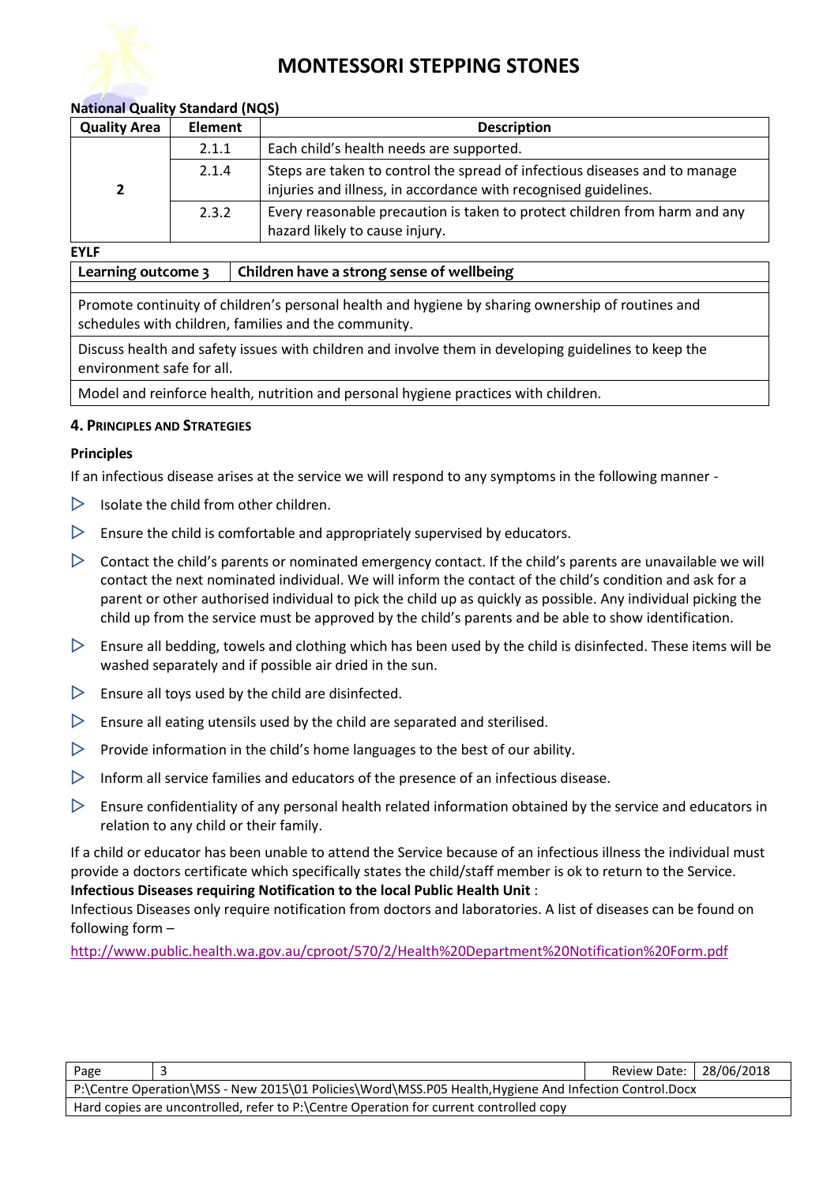**National Quality Standard (NQS)**

| Quality Area | Element | Description |
|---|---|---|
| 2 | 2.1.1 | Each child's health needs are supported. |
| | 2.1.4 | Steps are taken to control the spread of infectious diseases and to manage injuries and illness, in accordance with recognised guidelines. |
| | 2.3.2 | Every reasonable precaution is taken to protect children from harm and any hazard likely to cause injury. |

**EYLF**

| Learning outcome 3 | Children have a strong sense of wellbeing |
|---|---|
| Promote continuity of children's personal health and hygiene by sharing ownership of routines and schedules with children, families and the community. | |
| Discuss health and safety issues with children and involve them in developing guidelines to keep the environment safe for all. | |
| Model and reinforce health, nutrition and personal hygiene practices with children. | |

#### 4. Principles and Strategies

**Principles**

If an infectious disease arises at the service we will respond to any symptoms in the following manner -

- Isolate the child from other children.
- Ensure the child is comfortable and appropriately supervised by educators.
- Contact the child's parents or nominated emergency contact. If the child's parents are unavailable we will contact the next nominated individual. We will inform the contact of the child's condition and ask for a parent or other authorised individual to pick the child up as quickly as possible. Any individual picking the child up from the service must be approved by the child's parents and be able to show identification.
- Ensure all bedding, towels and clothing which has been used by the child is disinfected. These items will be washed separately and if possible air dried in the sun.
- Ensure all toys used by the child are disinfected.
- Ensure all eating utensils used by the child are separated and sterilised.
- Provide information in the child's home languages to the best of our ability.
- Inform all service families and educators of the presence of an infectious disease.
- Ensure confidentiality of any personal health related information obtained by the service and educators in relation to any child or their family.

If a child or educator has been unable to attend the Service because of an infectious illness the individual must provide a doctors certificate which specifically states the child/staff member is ok to return to the Service.
**Infectious Diseases requiring Notification to the local Public Health Unit** :
Infectious Diseases only require notification from doctors and laboratories. A list of diseases can be found on following form –

http://www.public.health.wa.gov.au/cproot/570/2/Health%20Department%20Notification%20Form.pdf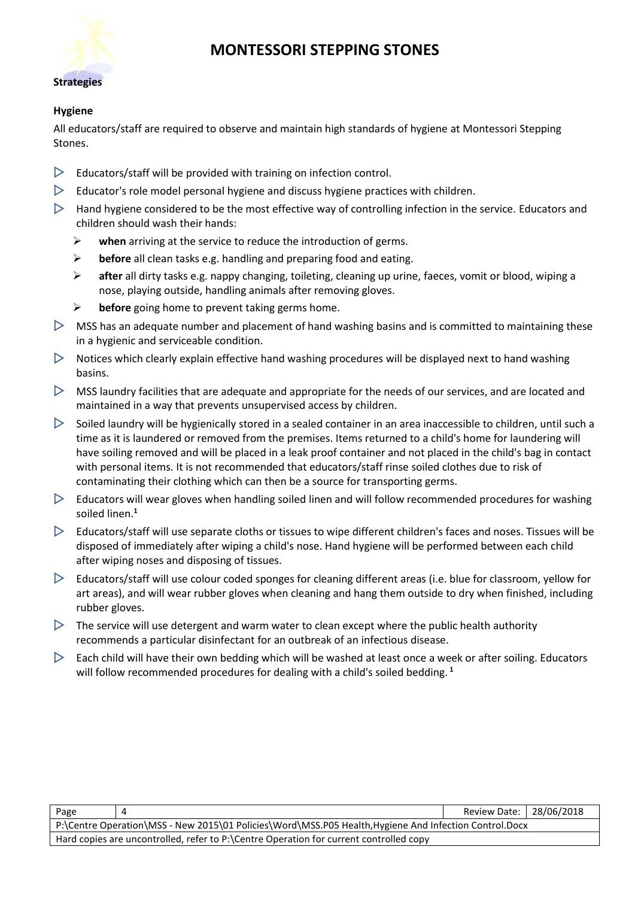**Strategies**

**Hygiene**

All educators/staff are required to observe and maintain high standards of hygiene at Montessori Stepping Stones.

- Educators/staff will be provided with training on infection control.
- Educator's role model personal hygiene and discuss hygiene practices with children.
- Hand hygiene considered to be the most effective way of controlling infection in the service. Educators and children should wash their hands:
  - **when** arriving at the service to reduce the introduction of germs.
  - **before** all clean tasks e.g. handling and preparing food and eating.
  - **after** all dirty tasks e.g. nappy changing, toileting, cleaning up urine, faeces, vomit or blood, wiping a nose, playing outside, handling animals after removing gloves.
  - **before** going home to prevent taking germs home.
- MSS has an adequate number and placement of hand washing basins and is committed to maintaining these in a hygienic and serviceable condition.
- Notices which clearly explain effective hand washing procedures will be displayed next to hand washing basins.
- MSS laundry facilities that are adequate and appropriate for the needs of our services, and are located and maintained in a way that prevents unsupervised access by children.
- Soiled laundry will be hygienically stored in a sealed container in an area inaccessible to children, until such a time as it is laundered or removed from the premises. Items returned to a child's home for laundering will have soiling removed and will be placed in a leak proof container and not placed in the child's bag in contact with personal items. It is not recommended that educators/staff rinse soiled clothes due to risk of contaminating their clothing which can then be a source for transporting germs.
- Educators will wear gloves when handling soiled linen and will follow recommended procedures for washing soiled linen.[1]
- Educators/staff will use separate cloths or tissues to wipe different children's faces and noses. Tissues will be disposed of immediately after wiping a child's nose. Hand hygiene will be performed between each child after wiping noses and disposing of tissues.
- Educators/staff will use colour coded sponges for cleaning different areas (i.e. blue for classroom, yellow for art areas), and will wear rubber gloves when cleaning and hang them outside to dry when finished, including rubber gloves.
- The service will use detergent and warm water to clean except where the public health authority recommends a particular disinfectant for an outbreak of an infectious disease.
- Each child will have their own bedding which will be washed at least once a week or after soiling. Educators will follow recommended procedures for dealing with a child's soiled bedding.[1]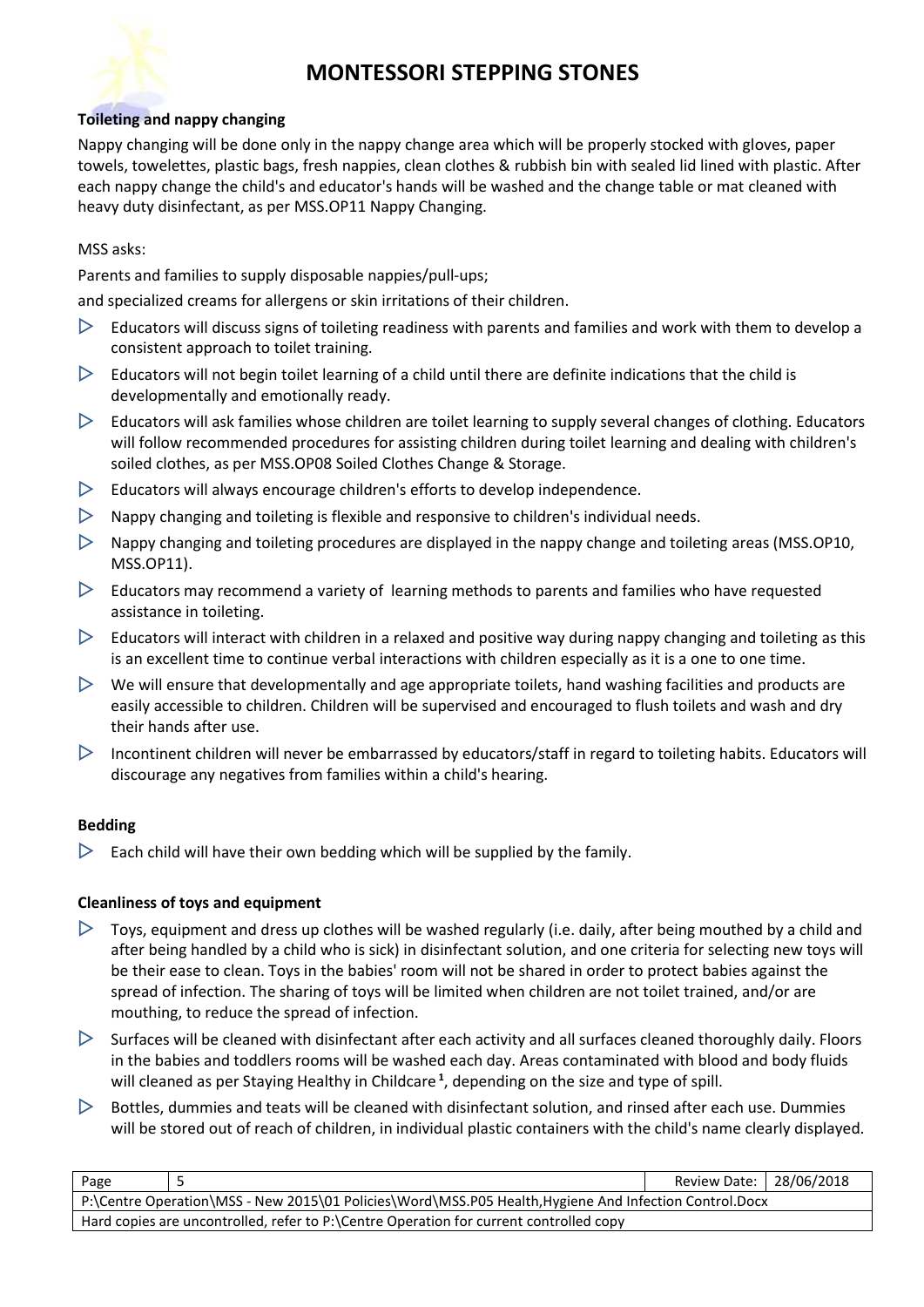### Toileting and nappy changing

Nappy changing will be done only in the nappy change area which will be properly stocked with gloves, paper towels, towelettes, plastic bags, fresh nappies, clean clothes & rubbish bin with sealed lid lined with plastic. After each nappy change the child's and educator's hands will be washed and the change table or mat cleaned with heavy duty disinfectant, as per MSS.OP11 Nappy Changing.

MSS asks:

Parents and families to supply disposable nappies/pull-ups;

and specialized creams for allergens or skin irritations of their children.

- Educators will discuss signs of toileting readiness with parents and families and work with them to develop a consistent approach to toilet training.
- Educators will not begin toilet learning of a child until there are definite indications that the child is developmentally and emotionally ready.
- Educators will ask families whose children are toilet learning to supply several changes of clothing. Educators will follow recommended procedures for assisting children during toilet learning and dealing with children's soiled clothes, as per MSS.OP08 Soiled Clothes Change & Storage.
- Educators will always encourage children's efforts to develop independence.
- Nappy changing and toileting is flexible and responsive to children's individual needs.
- Nappy changing and toileting procedures are displayed in the nappy change and toileting areas (MSS.OP10, MSS.OP11).
- Educators may recommend a variety of learning methods to parents and families who have requested assistance in toileting.
- Educators will interact with children in a relaxed and positive way during nappy changing and toileting as this is an excellent time to continue verbal interactions with children especially as it is a one to one time.
- We will ensure that developmentally and age appropriate toilets, hand washing facilities and products are easily accessible to children. Children will be supervised and encouraged to flush toilets and wash and dry their hands after use.
- Incontinent children will never be embarrassed by educators/staff in regard to toileting habits. Educators will discourage any negatives from families within a child's hearing.

### Bedding

- Each child will have their own bedding which will be supplied by the family.

### Cleanliness of toys and equipment

- Toys, equipment and dress up clothes will be washed regularly (i.e. daily, after being mouthed by a child and after being handled by a child who is sick) in disinfectant solution, and one criteria for selecting new toys will be their ease to clean. Toys in the babies' room will not be shared in order to protect babies against the spread of infection. The sharing of toys will be limited when children are not toilet trained, and/or are mouthing, to reduce the spread of infection.
- Surfaces will be cleaned with disinfectant after each activity and all surfaces cleaned thoroughly daily. Floors in the babies and toddlers rooms will be washed each day. Areas contaminated with blood and body fluids will cleaned as per Staying Healthy in Childcare [1], depending on the size and type of spill.
- Bottles, dummies and teats will be cleaned with disinfectant solution, and rinsed after each use. Dummies will be stored out of reach of children, in individual plastic containers with the child's name clearly displayed.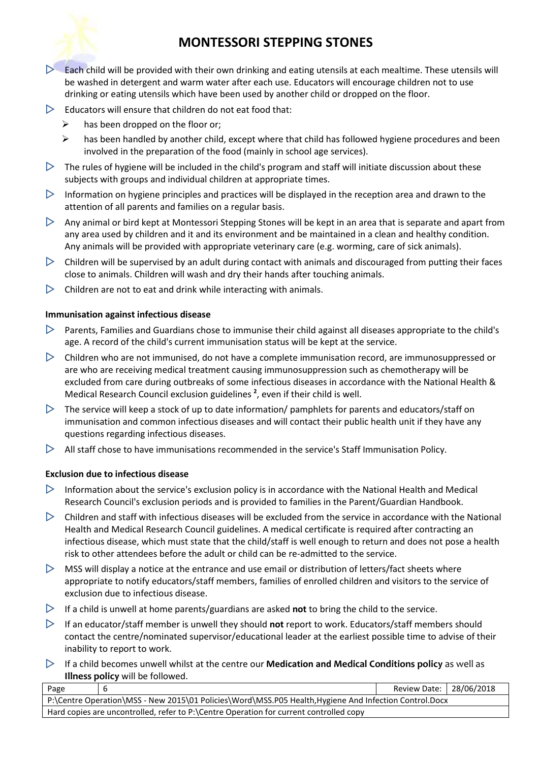- Each child will be provided with their own drinking and eating utensils at each mealtime. These utensils will be washed in detergent and warm water after each use. Educators will encourage children not to use drinking or eating utensils which have been used by another child or dropped on the floor.
- Educators will ensure that children do not eat food that:
  - has been dropped on the floor or;
  - has been handled by another child, except where that child has followed hygiene procedures and been involved in the preparation of the food (mainly in school age services).
- The rules of hygiene will be included in the child's program and staff will initiate discussion about these subjects with groups and individual children at appropriate times.
- Information on hygiene principles and practices will be displayed in the reception area and drawn to the attention of all parents and families on a regular basis.
- Any animal or bird kept at Montessori Stepping Stones will be kept in an area that is separate and apart from any area used by children and it and its environment and be maintained in a clean and healthy condition. Any animals will be provided with appropriate veterinary care (e.g. worming, care of sick animals).
- Children will be supervised by an adult during contact with animals and discouraged from putting their faces close to animals. Children will wash and dry their hands after touching animals.
- Children are not to eat and drink while interacting with animals.

**Immunisation against infectious disease**

- Parents, Families and Guardians chose to immunise their child against all diseases appropriate to the child's age. A record of the child's current immunisation status will be kept at the service.
- Children who are not immunised, do not have a complete immunisation record, are immunosuppressed or are who are receiving medical treatment causing immunosuppression such as chemotherapy will be excluded from care during outbreaks of some infectious diseases in accordance with the National Health & Medical Research Council exclusion guidelines [2], even if their child is well.
- The service will keep a stock of up to date information/ pamphlets for parents and educators/staff on immunisation and common infectious diseases and will contact their public health unit if they have any questions regarding infectious diseases.
- All staff chose to have immunisations recommended in the service's Staff Immunisation Policy.

**Exclusion due to infectious disease**

- Information about the service's exclusion policy is in accordance with the National Health and Medical Research Council's exclusion periods and is provided to families in the Parent/Guardian Handbook.
- Children and staff with infectious diseases will be excluded from the service in accordance with the National Health and Medical Research Council guidelines. A medical certificate is required after contracting an infectious disease, which must state that the child/staff is well enough to return and does not pose a health risk to other attendees before the adult or child can be re-admitted to the service.
- MSS will display a notice at the entrance and use email or distribution of letters/fact sheets where appropriate to notify educators/staff members, families of enrolled children and visitors to the service of exclusion due to infectious disease.
- If a child is unwell at home parents/guardians are asked **not** to bring the child to the service.
- If an educator/staff member is unwell they should **not** report to work. Educators/staff members should contact the centre/nominated supervisor/educational leader at the earliest possible time to advise of their inability to report to work.
- If a child becomes unwell whilst at the centre our **Medication and Medical Conditions policy** as well as **Illness policy** will be followed.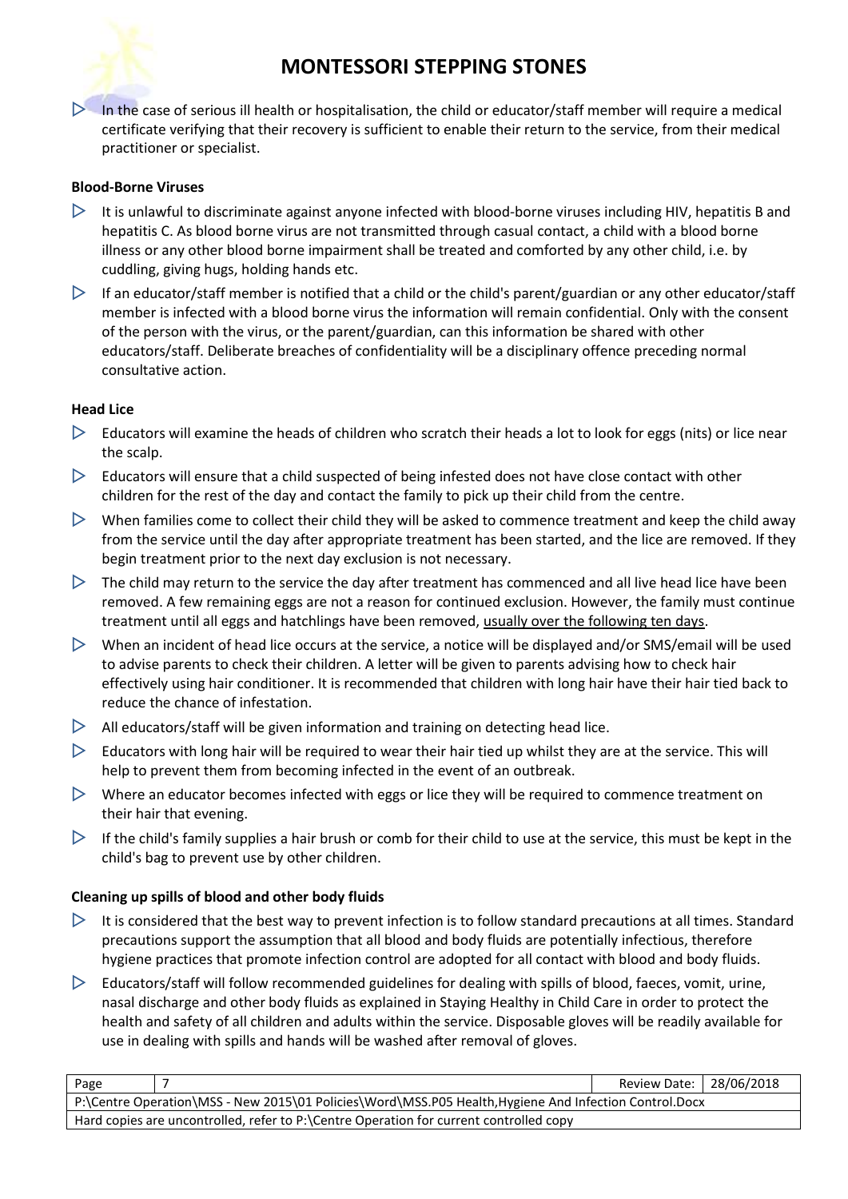- In the case of serious ill health or hospitalisation, the child or educator/staff member will require a medical certificate verifying that their recovery is sufficient to enable their return to the service, from their medical practitioner or specialist.

**Blood-Borne Viruses**

- It is unlawful to discriminate against anyone infected with blood-borne viruses including HIV, hepatitis B and hepatitis C. As blood borne virus are not transmitted through casual contact, a child with a blood borne illness or any other blood borne impairment shall be treated and comforted by any other child, i.e. by cuddling, giving hugs, holding hands etc.
- If an educator/staff member is notified that a child or the child's parent/guardian or any other educator/staff member is infected with a blood borne virus the information will remain confidential. Only with the consent of the person with the virus, or the parent/guardian, can this information be shared with other educators/staff. Deliberate breaches of confidentiality will be a disciplinary offence preceding normal consultative action.

**Head Lice**

- Educators will examine the heads of children who scratch their heads a lot to look for eggs (nits) or lice near the scalp.
- Educators will ensure that a child suspected of being infested does not have close contact with other children for the rest of the day and contact the family to pick up their child from the centre.
- When families come to collect their child they will be asked to commence treatment and keep the child away from the service until the day after appropriate treatment has been started, and the lice are removed. If they begin treatment prior to the next day exclusion is not necessary.
- The child may return to the service the day after treatment has commenced and all live head lice have been removed. A few remaining eggs are not a reason for continued exclusion. However, the family must continue treatment until all eggs and hatchlings have been removed, usually over the following ten days.
- When an incident of head lice occurs at the service, a notice will be displayed and/or SMS/email will be used to advise parents to check their children. A letter will be given to parents advising how to check hair effectively using hair conditioner. It is recommended that children with long hair have their hair tied back to reduce the chance of infestation.
- All educators/staff will be given information and training on detecting head lice.
- Educators with long hair will be required to wear their hair tied up whilst they are at the service. This will help to prevent them from becoming infected in the event of an outbreak.
- Where an educator becomes infected with eggs or lice they will be required to commence treatment on their hair that evening.
- If the child's family supplies a hair brush or comb for their child to use at the service, this must be kept in the child's bag to prevent use by other children.

**Cleaning up spills of blood and other body fluids**

- It is considered that the best way to prevent infection is to follow standard precautions at all times. Standard precautions support the assumption that all blood and body fluids are potentially infectious, therefore hygiene practices that promote infection control are adopted for all contact with blood and body fluids.
- Educators/staff will follow recommended guidelines for dealing with spills of blood, faeces, vomit, urine, nasal discharge and other body fluids as explained in Staying Healthy in Child Care in order to protect the health and safety of all children and adults within the service. Disposable gloves will be readily available for use in dealing with spills and hands will be washed after removal of gloves.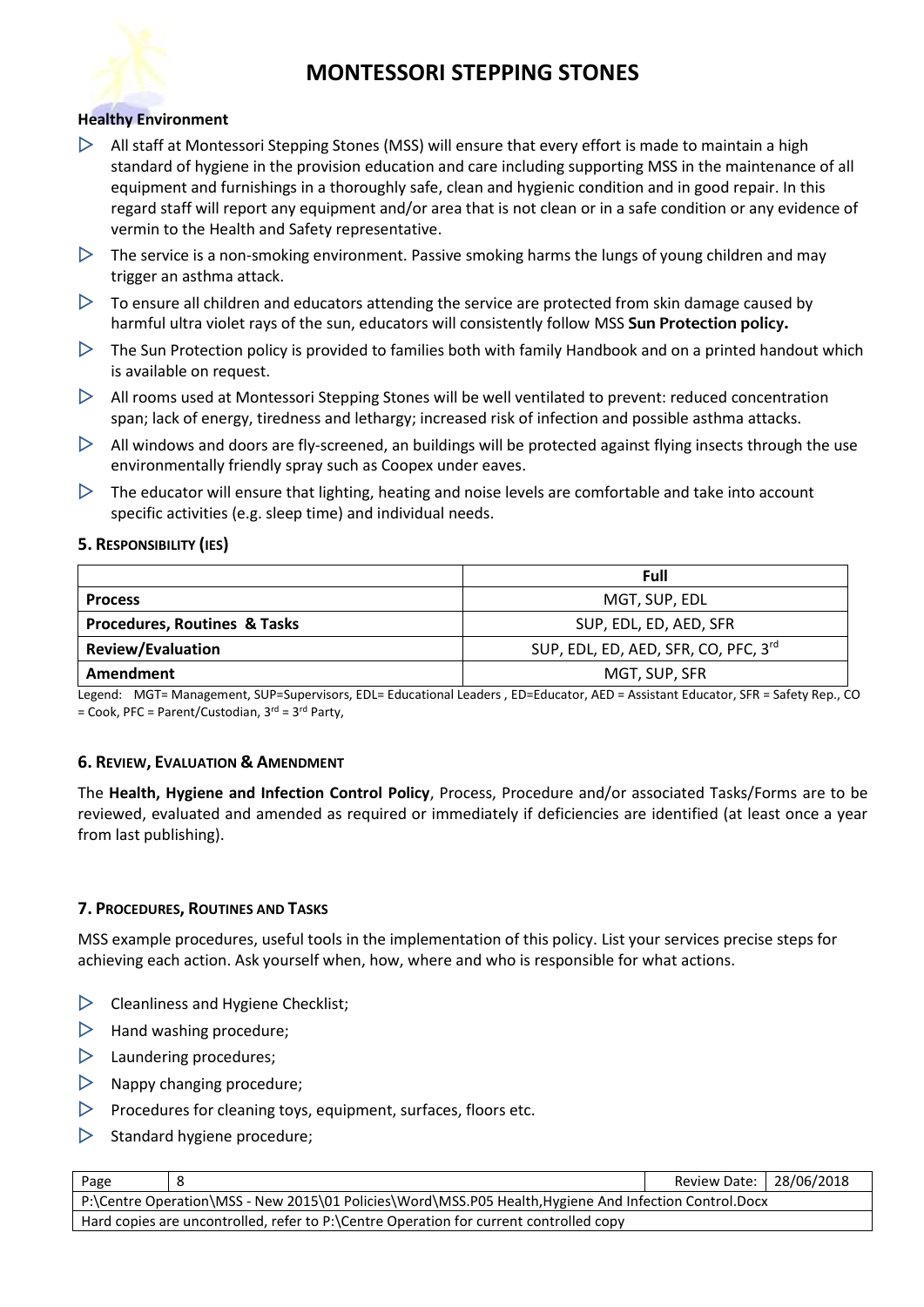**Healthy Environment**

- All staff at Montessori Stepping Stones (MSS) will ensure that every effort is made to maintain a high standard of hygiene in the provision education and care including supporting MSS in the maintenance of all equipment and furnishings in a thoroughly safe, clean and hygienic condition and in good repair. In this regard staff will report any equipment and/or area that is not clean or in a safe condition or any evidence of vermin to the Health and Safety representative.
- The service is a non-smoking environment. Passive smoking harms the lungs of young children and may trigger an asthma attack.
- To ensure all children and educators attending the service are protected from skin damage caused by harmful ultra violet rays of the sun, educators will consistently follow MSS **Sun Protection policy.**
- The Sun Protection policy is provided to families both with family Handbook and on a printed handout which is available on request.
- All rooms used at Montessori Stepping Stones will be well ventilated to prevent: reduced concentration span; lack of energy, tiredness and lethargy; increased risk of infection and possible asthma attacks.
- All windows and doors are fly-screened, an buildings will be protected against flying insects through the use environmentally friendly spray such as Coopex under eaves.
- The educator will ensure that lighting, heating and noise levels are comfortable and take into account specific activities (e.g. sleep time) and individual needs.

### 5. Responsibility (ies)

| | Full |
|---|---|
| **Process** | MGT, SUP, EDL |
| **Procedures, Routines & Tasks** | SUP, EDL, ED, AED, SFR |
| **Review/Evaluation** | SUP, EDL, ED, AED, SFR, CO, PFC, 3rd |
| **Amendment** | MGT, SUP, SFR |

Legend: MGT= Management, SUP=Supervisors, EDL= Educational Leaders , ED=Educator, AED = Assistant Educator, SFR = Safety Rep., CO = Cook, PFC = Parent/Custodian, 3rd = 3rd Party,

### 6. Review, Evaluation & Amendment

The **Health, Hygiene and Infection Control Policy**, Process, Procedure and/or associated Tasks/Forms are to be reviewed, evaluated and amended as required or immediately if deficiencies are identified (at least once a year from last publishing).

### 7. Procedures, Routines and Tasks

MSS example procedures, useful tools in the implementation of this policy. List your services precise steps for achieving each action. Ask yourself when, how, where and who is responsible for what actions.

- Cleanliness and Hygiene Checklist;
- Hand washing procedure;
- Laundering procedures;
- Nappy changing procedure;
- Procedures for cleaning toys, equipment, surfaces, floors etc.
- Standard hygiene procedure;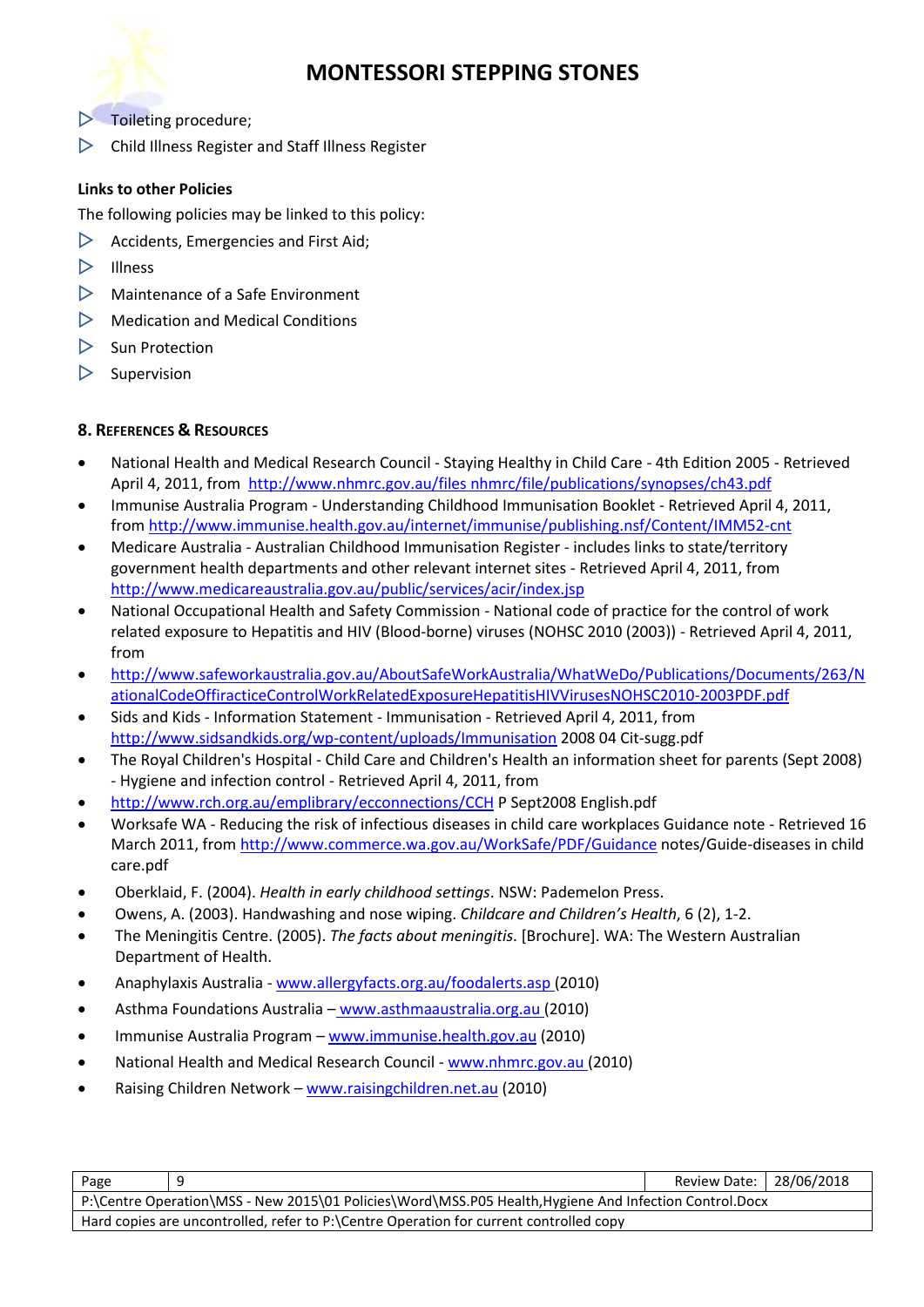- Toileting procedure;
- Child Illness Register and Staff Illness Register

**Links to other Policies**

The following policies may be linked to this policy:

- Accidents, Emergencies and First Aid;
- Illness
- Maintenance of a Safe Environment
- Medication and Medical Conditions
- Sun Protection
- Supervision

### 8. References & Resources

- National Health and Medical Research Council - Staying Healthy in Child Care - 4th Edition 2005 - Retrieved April 4, 2011, from http://www.nhmrc.gov.au/files nhmrc/file/publications/synopses/ch43.pdf
- Immunise Australia Program - Understanding Childhood Immunisation Booklet - Retrieved April 4, 2011, from http://www.immunise.health.gov.au/internet/immunise/publishing.nsf/Content/IMM52-cnt
- Medicare Australia - Australian Childhood Immunisation Register - includes links to state/territory government health departments and other relevant internet sites - Retrieved April 4, 2011, from http://www.medicareaustralia.gov.au/public/services/acir/index.jsp
- National Occupational Health and Safety Commission - National code of practice for the control of work related exposure to Hepatitis and HIV (Blood-borne) viruses (NOHSC 2010 (2003)) - Retrieved April 4, 2011, from
- http://www.safeworkaustralia.gov.au/AboutSafeWorkAustralia/WhatWeDo/Publications/Documents/263/NationalCodeOffiracticeControlWorkRelatedExposureHepatitisHIVVirusesNOHSC2010-2003PDF.pdf
- Sids and Kids - Information Statement - Immunisation - Retrieved April 4, 2011, from http://www.sidsandkids.org/wp-content/uploads/Immunisation 2008 04 Cit-sugg.pdf
- The Royal Children's Hospital - Child Care and Children's Health an information sheet for parents (Sept 2008) - Hygiene and infection control - Retrieved April 4, 2011, from
- http://www.rch.org.au/emplibrary/ecconnections/CCH P Sept2008 English.pdf
- Worksafe WA - Reducing the risk of infectious diseases in child care workplaces Guidance note - Retrieved 16 March 2011, from http://www.commerce.wa.gov.au/WorkSafe/PDF/Guidance notes/Guide-diseases in child care.pdf
- Oberklaid, F. (2004). *Health in early childhood settings*. NSW: Pademelon Press.
- Owens, A. (2003). Handwashing and nose wiping. *Childcare and Children's Health*, 6 (2), 1-2.
- The Meningitis Centre. (2005). *The facts about meningitis*. [Brochure]. WA: The Western Australian Department of Health.
- Anaphylaxis Australia - www.allergyfacts.org.au/foodalerts.asp (2010)
- Asthma Foundations Australia – www.asthmaaustralia.org.au (2010)
- Immunise Australia Program – www.immunise.health.gov.au (2010)
- National Health and Medical Research Council - www.nhmrc.gov.au (2010)
- Raising Children Network – www.raisingchildren.net.au (2010)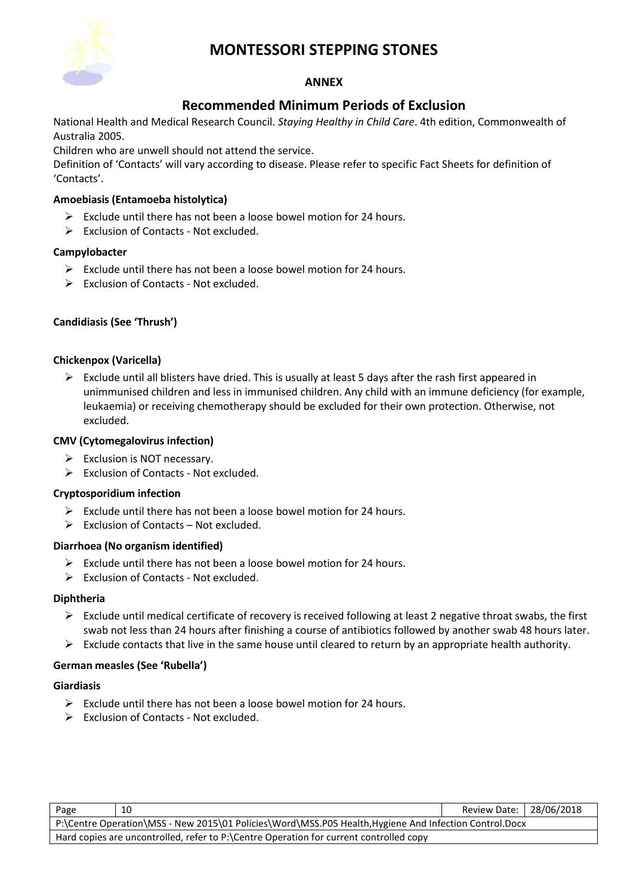# MONTESSORI STEPPING STONES

**ANNEX**

## Recommended Minimum Periods of Exclusion

National Health and Medical Research Council. *Staying Healthy in Child Care*. 4th edition, Commonwealth of Australia 2005.

Children who are unwell should not attend the service.

Definition of 'Contacts' will vary according to disease. Please refer to specific Fact Sheets for definition of 'Contacts'.

**Amoebiasis (Entamoeba histolytica)**

- Exclude until there has not been a loose bowel motion for 24 hours.
- Exclusion of Contacts - Not excluded.

**Campylobacter**

- Exclude until there has not been a loose bowel motion for 24 hours.
- Exclusion of Contacts - Not excluded.

**Candidiasis (See 'Thrush')**

**Chickenpox (Varicella)**

- Exclude until all blisters have dried. This is usually at least 5 days after the rash first appeared in unimmunised children and less in immunised children. Any child with an immune deficiency (for example, leukaemia) or receiving chemotherapy should be excluded for their own protection. Otherwise, not excluded.

**CMV (Cytomegalovirus infection)**

- Exclusion is NOT necessary.
- Exclusion of Contacts - Not excluded.

**Cryptosporidium infection**

- Exclude until there has not been a loose bowel motion for 24 hours.
- Exclusion of Contacts – Not excluded.

**Diarrhoea (No organism identified)**

- Exclude until there has not been a loose bowel motion for 24 hours.
- Exclusion of Contacts - Not excluded.

**Diphtheria**

- Exclude until medical certificate of recovery is received following at least 2 negative throat swabs, the first swab not less than 24 hours after finishing a course of antibiotics followed by another swab 48 hours later.
- Exclude contacts that live in the same house until cleared to return by an appropriate health authority.

**German measles (See 'Rubella')**

**Giardiasis**

- Exclude until there has not been a loose bowel motion for 24 hours.
- Exclusion of Contacts - Not excluded.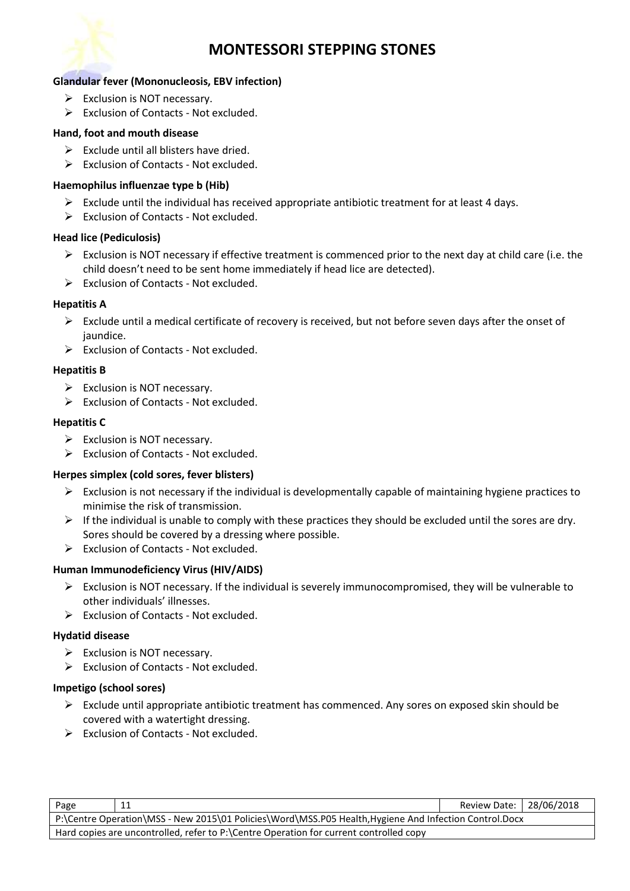**Glandular fever (Mononucleosis, EBV infection)**

- Exclusion is NOT necessary.
- Exclusion of Contacts - Not excluded.

**Hand, foot and mouth disease**

- Exclude until all blisters have dried.
- Exclusion of Contacts - Not excluded.

**Haemophilus influenzae type b (Hib)**

- Exclude until the individual has received appropriate antibiotic treatment for at least 4 days.
- Exclusion of Contacts - Not excluded.

**Head lice (Pediculosis)**

- Exclusion is NOT necessary if effective treatment is commenced prior to the next day at child care (i.e. the child doesn't need to be sent home immediately if head lice are detected).
- Exclusion of Contacts - Not excluded.

**Hepatitis A**

- Exclude until a medical certificate of recovery is received, but not before seven days after the onset of jaundice.
- Exclusion of Contacts - Not excluded.

**Hepatitis B**

- Exclusion is NOT necessary.
- Exclusion of Contacts - Not excluded.

**Hepatitis C**

- Exclusion is NOT necessary.
- Exclusion of Contacts - Not excluded.

**Herpes simplex (cold sores, fever blisters)**

- Exclusion is not necessary if the individual is developmentally capable of maintaining hygiene practices to minimise the risk of transmission.
- If the individual is unable to comply with these practices they should be excluded until the sores are dry. Sores should be covered by a dressing where possible.
- Exclusion of Contacts - Not excluded.

**Human Immunodeficiency Virus (HIV/AIDS)**

- Exclusion is NOT necessary. If the individual is severely immunocompromised, they will be vulnerable to other individuals' illnesses.
- Exclusion of Contacts - Not excluded.

**Hydatid disease**

- Exclusion is NOT necessary.
- Exclusion of Contacts - Not excluded.

**Impetigo (school sores)**

- Exclude until appropriate antibiotic treatment has commenced. Any sores on exposed skin should be covered with a watertight dressing.
- Exclusion of Contacts - Not excluded.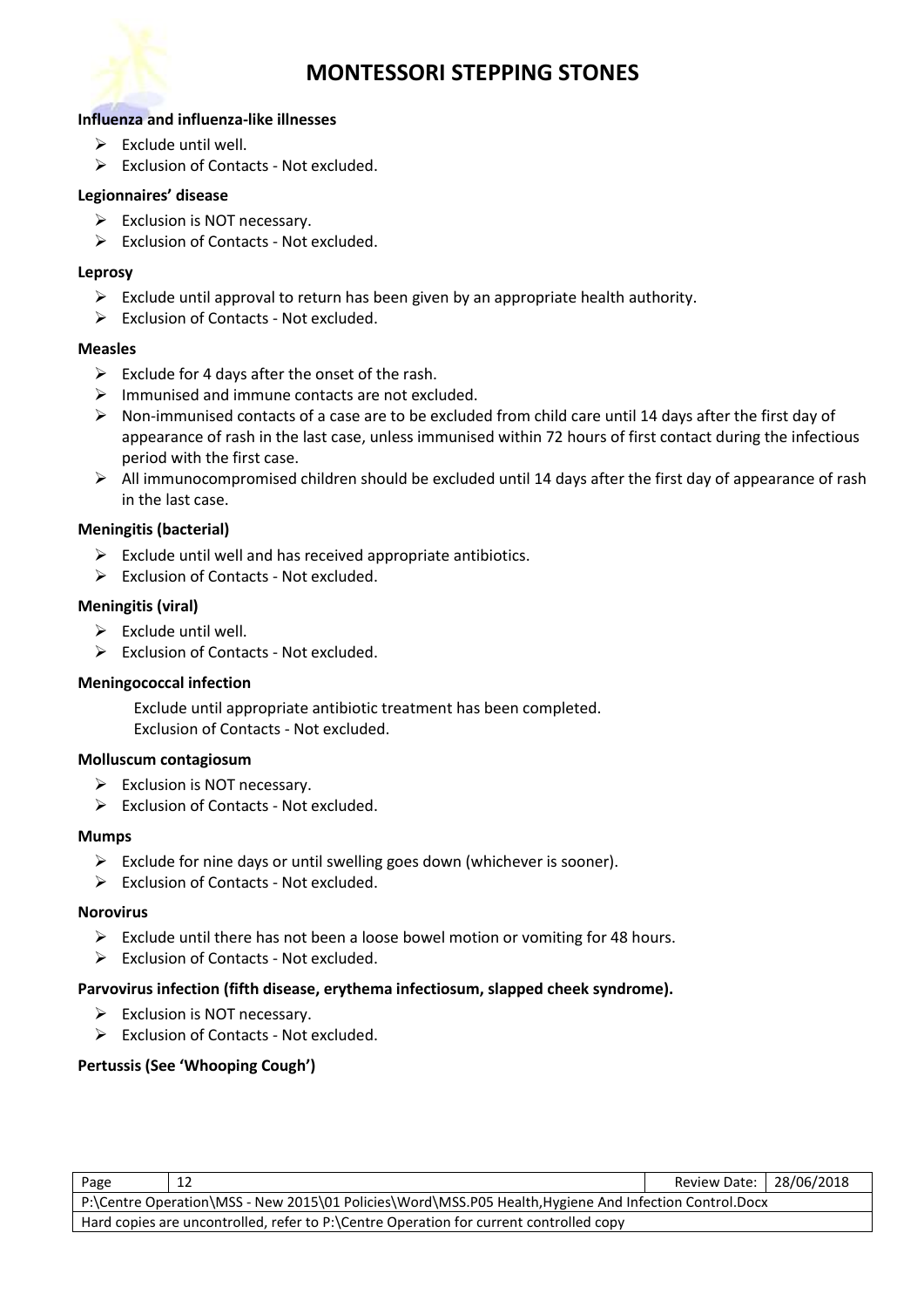**Influenza and influenza-like illnesses**

- Exclude until well.
- Exclusion of Contacts - Not excluded.

**Legionnaires' disease**

- Exclusion is NOT necessary.
- Exclusion of Contacts - Not excluded.

**Leprosy**

- Exclude until approval to return has been given by an appropriate health authority.
- Exclusion of Contacts - Not excluded.

**Measles**

- Exclude for 4 days after the onset of the rash.
- Immunised and immune contacts are not excluded.
- Non-immunised contacts of a case are to be excluded from child care until 14 days after the first day of appearance of rash in the last case, unless immunised within 72 hours of first contact during the infectious period with the first case.
- All immunocompromised children should be excluded until 14 days after the first day of appearance of rash in the last case.

**Meningitis (bacterial)**

- Exclude until well and has received appropriate antibiotics.
- Exclusion of Contacts - Not excluded.

**Meningitis (viral)**

- Exclude until well.
- Exclusion of Contacts - Not excluded.

**Meningococcal infection**

Exclude until appropriate antibiotic treatment has been completed.
Exclusion of Contacts - Not excluded.

**Molluscum contagiosum**

- Exclusion is NOT necessary.
- Exclusion of Contacts - Not excluded.

**Mumps**

- Exclude for nine days or until swelling goes down (whichever is sooner).
- Exclusion of Contacts - Not excluded.

**Norovirus**

- Exclude until there has not been a loose bowel motion or vomiting for 48 hours.
- Exclusion of Contacts - Not excluded.

**Parvovirus infection (fifth disease, erythema infectiosum, slapped cheek syndrome).**

- Exclusion is NOT necessary.
- Exclusion of Contacts - Not excluded.

**Pertussis (See 'Whooping Cough')**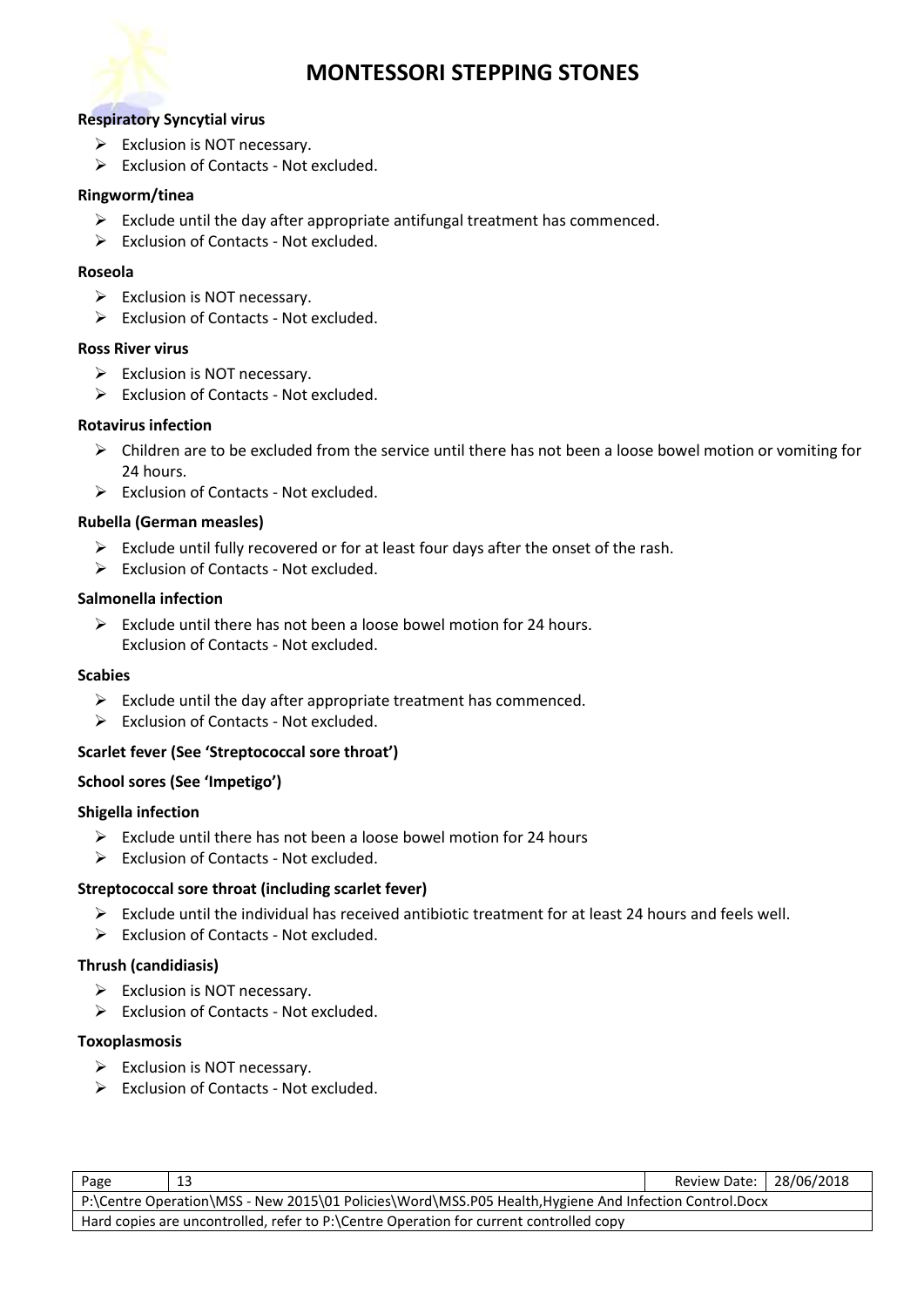**Respiratory Syncytial virus**

- Exclusion is NOT necessary.
- Exclusion of Contacts - Not excluded.

**Ringworm/tinea**

- Exclude until the day after appropriate antifungal treatment has commenced.
- Exclusion of Contacts - Not excluded.

**Roseola**

- Exclusion is NOT necessary.
- Exclusion of Contacts - Not excluded.

**Ross River virus**

- Exclusion is NOT necessary.
- Exclusion of Contacts - Not excluded.

**Rotavirus infection**

- Children are to be excluded from the service until there has not been a loose bowel motion or vomiting for 24 hours.
- Exclusion of Contacts - Not excluded.

**Rubella (German measles)**

- Exclude until fully recovered or for at least four days after the onset of the rash.
- Exclusion of Contacts - Not excluded.

**Salmonella infection**

- Exclude until there has not been a loose bowel motion for 24 hours.
  Exclusion of Contacts - Not excluded.

**Scabies**

- Exclude until the day after appropriate treatment has commenced.
- Exclusion of Contacts - Not excluded.

**Scarlet fever (See 'Streptococcal sore throat')**

**School sores (See 'Impetigo')**

**Shigella infection**

- Exclude until there has not been a loose bowel motion for 24 hours
- Exclusion of Contacts - Not excluded.

**Streptococcal sore throat (including scarlet fever)**

- Exclude until the individual has received antibiotic treatment for at least 24 hours and feels well.
- Exclusion of Contacts - Not excluded.

**Thrush (candidiasis)**

- Exclusion is NOT necessary.
- Exclusion of Contacts - Not excluded.

**Toxoplasmosis**

- Exclusion is NOT necessary.
- Exclusion of Contacts - Not excluded.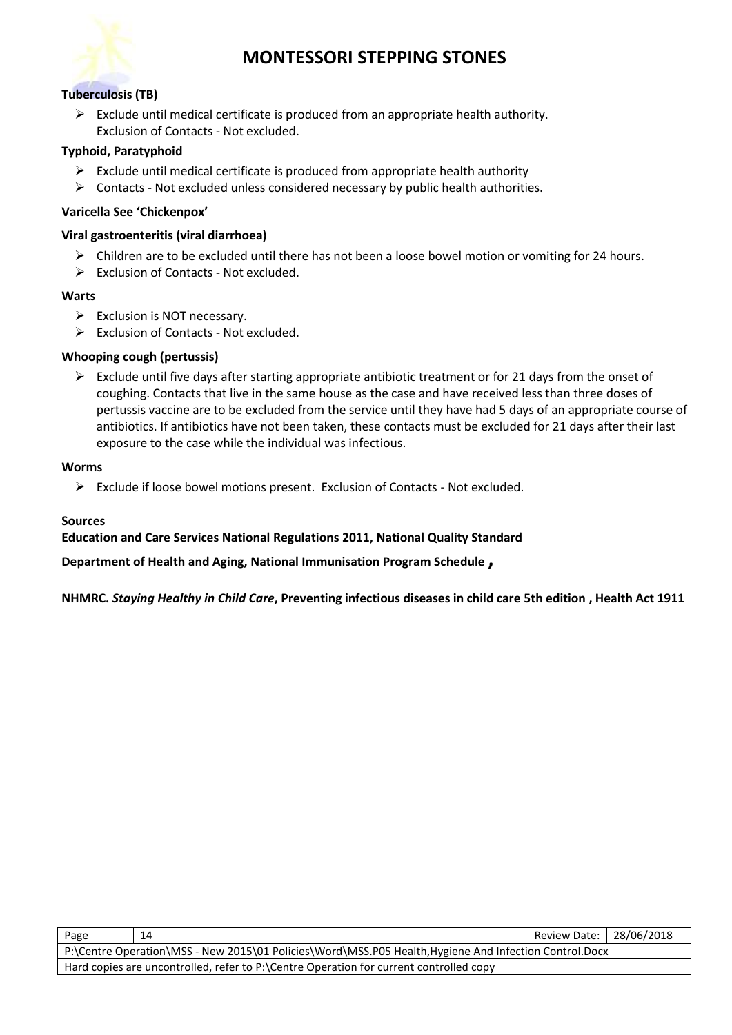**Tuberculosis (TB)**

- Exclude until medical certificate is produced from an appropriate health authority.
  Exclusion of Contacts - Not excluded.

**Typhoid, Paratyphoid**

- Exclude until medical certificate is produced from appropriate health authority
- Contacts - Not excluded unless considered necessary by public health authorities.

**Varicella See 'Chickenpox'**

**Viral gastroenteritis (viral diarrhoea)**

- Children are to be excluded until there has not been a loose bowel motion or vomiting for 24 hours.
- Exclusion of Contacts - Not excluded.

**Warts**

- Exclusion is NOT necessary.
- Exclusion of Contacts - Not excluded.

**Whooping cough (pertussis)**

- Exclude until five days after starting appropriate antibiotic treatment or for 21 days from the onset of coughing. Contacts that live in the same house as the case and have received less than three doses of pertussis vaccine are to be excluded from the service until they have had 5 days of an appropriate course of antibiotics. If antibiotics have not been taken, these contacts must be excluded for 21 days after their last exposure to the case while the individual was infectious.

**Worms**

- Exclude if loose bowel motions present. Exclusion of Contacts - Not excluded.

**Sources**

**Education and Care Services National Regulations 2011, National Quality Standard**

**Department of Health and Aging, National Immunisation Program Schedule ,**

**NHMRC. *Staying Healthy in Child Care*, Preventing infectious diseases in child care 5th edition , Health Act 1911**